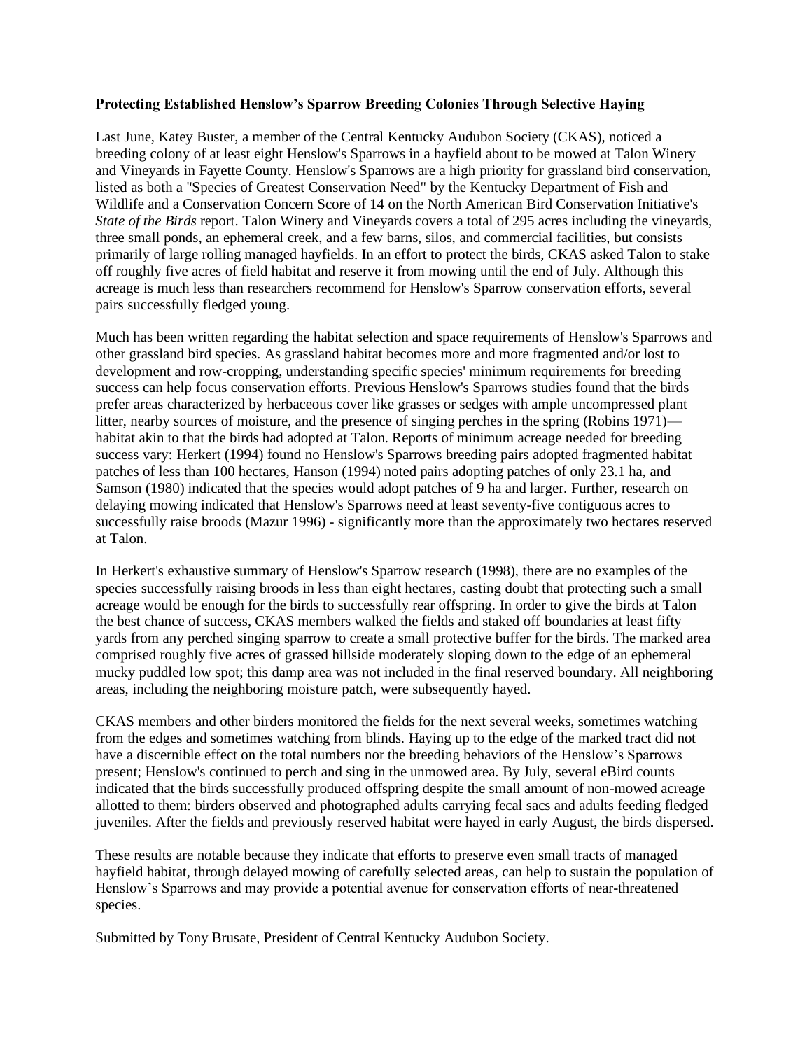**Protecting Established Henslow's Sparrow Breeding Colonies Through Selective Haying**

Last June, Katey Buster, a member of the Central Kentucky Audubon Society (CKAS), noticed a breeding colony of at least eight Henslow's Sparrows in a hayfield about to be mowed at Talon Winery and Vineyards in Fayette County. Henslow's Sparrows are a high priority for grassland bird conservation, listed as both a "Species of Greatest Conservation Need" by the Kentucky Department of Fish and Wildlife and a Conservation Concern Score of 14 on the North American Bird Conservation Initiative's *State of the Birds* report. Talon Winery and Vineyards covers a total of 295 acres including the vineyards, three small ponds, an ephemeral creek, and a few barns, silos, and commercial facilities, but consists primarily of large rolling managed hayfields. In an effort to protect the birds, CKAS asked Talon to stake off roughly five acres of field habitat and reserve it from mowing until the end of July. Although this acreage is much less than researchers recommend for Henslow's Sparrow conservation efforts, several pairs successfully fledged young.

Much has been written regarding the habitat selection and space requirements of Henslow's Sparrows and other grassland bird species. As grassland habitat becomes more and more fragmented and/or lost to development and row-cropping, understanding specific species' minimum requirements for breeding success can help focus conservation efforts. Previous Henslow's Sparrows studies found that the birds prefer areas characterized by herbaceous cover like grasses or sedges with ample uncompressed plant litter, nearby sources of moisture, and the presence of singing perches in the spring (Robins 1971)—habitat akin to that the birds had adopted at Talon. Reports of minimum acreage needed for breeding success vary: Herkert (1994) found no Henslow's Sparrows breeding pairs adopted fragmented habitat patches of less than 100 hectares, Hanson (1994) noted pairs adopting patches of only 23.1 ha, and Samson (1980) indicated that the species would adopt patches of 9 ha and larger. Further, research on delaying mowing indicated that Henslow's Sparrows need at least seventy-five contiguous acres to successfully raise broods (Mazur 1996) - significantly more than the approximately two hectares reserved at Talon.

In Herkert's exhaustive summary of Henslow's Sparrow research (1998), there are no examples of the species successfully raising broods in less than eight hectares, casting doubt that protecting such a small acreage would be enough for the birds to successfully rear offspring. In order to give the birds at Talon the best chance of success, CKAS members walked the fields and staked off boundaries at least fifty yards from any perched singing sparrow to create a small protective buffer for the birds. The marked area comprised roughly five acres of grassed hillside moderately sloping down to the edge of an ephemeral mucky puddled low spot; this damp area was not included in the final reserved boundary. All neighboring areas, including the neighboring moisture patch, were subsequently hayed.

CKAS members and other birders monitored the fields for the next several weeks, sometimes watching from the edges and sometimes watching from blinds. Haying up to the edge of the marked tract did not have a discernible effect on the total numbers nor the breeding behaviors of the Henslow's Sparrows present; Henslow's continued to perch and sing in the unmowed area. By July, several eBird counts indicated that the birds successfully produced offspring despite the small amount of non-mowed acreage allotted to them: birders observed and photographed adults carrying fecal sacs and adults feeding fledged juveniles. After the fields and previously reserved habitat were hayed in early August, the birds dispersed.

These results are notable because they indicate that efforts to preserve even small tracts of managed hayfield habitat, through delayed mowing of carefully selected areas, can help to sustain the population of Henslow's Sparrows and may provide a potential avenue for conservation efforts of near-threatened species.

Submitted by Tony Brusate, President of Central Kentucky Audubon Society.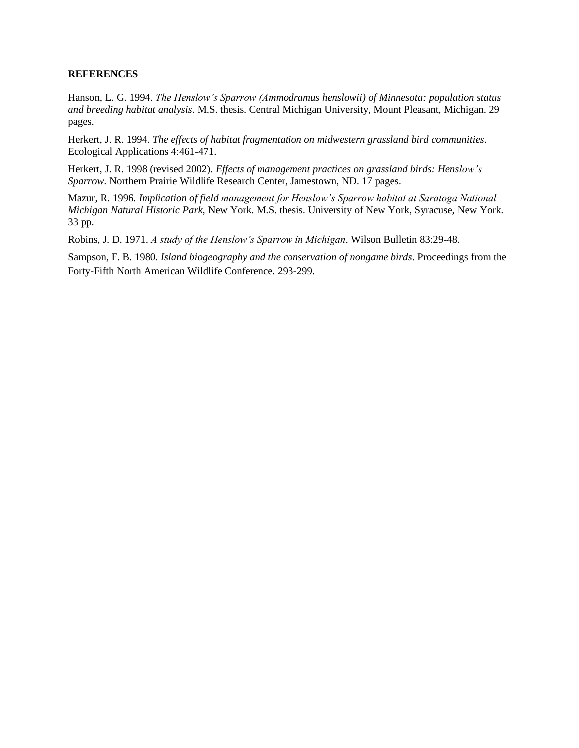**REFERENCES**

Hanson, L. G. 1994. *The Henslow's Sparrow (Ammodramus henslowii) of Minnesota: population status and breeding habitat analysis*. M.S. thesis. Central Michigan University, Mount Pleasant, Michigan. 29 pages.

Herkert, J. R. 1994. *The effects of habitat fragmentation on midwestern grassland bird communities*. Ecological Applications 4:461-471.

Herkert, J. R. 1998 (revised 2002). *Effects of management practices on grassland birds: Henslow's Sparrow*. Northern Prairie Wildlife Research Center, Jamestown, ND. 17 pages.

Mazur, R. 1996. *Implication of field management for Henslow's Sparrow habitat at Saratoga National Michigan Natural Historic Park*, New York. M.S. thesis. University of New York, Syracuse, New York. 33 pp.

Robins, J. D. 1971. *A study of the Henslow's Sparrow in Michigan*. Wilson Bulletin 83:29-48.

Sampson, F. B. 1980. *Island biogeography and the conservation of nongame birds*. Proceedings from the Forty-Fifth North American Wildlife Conference. 293-299.